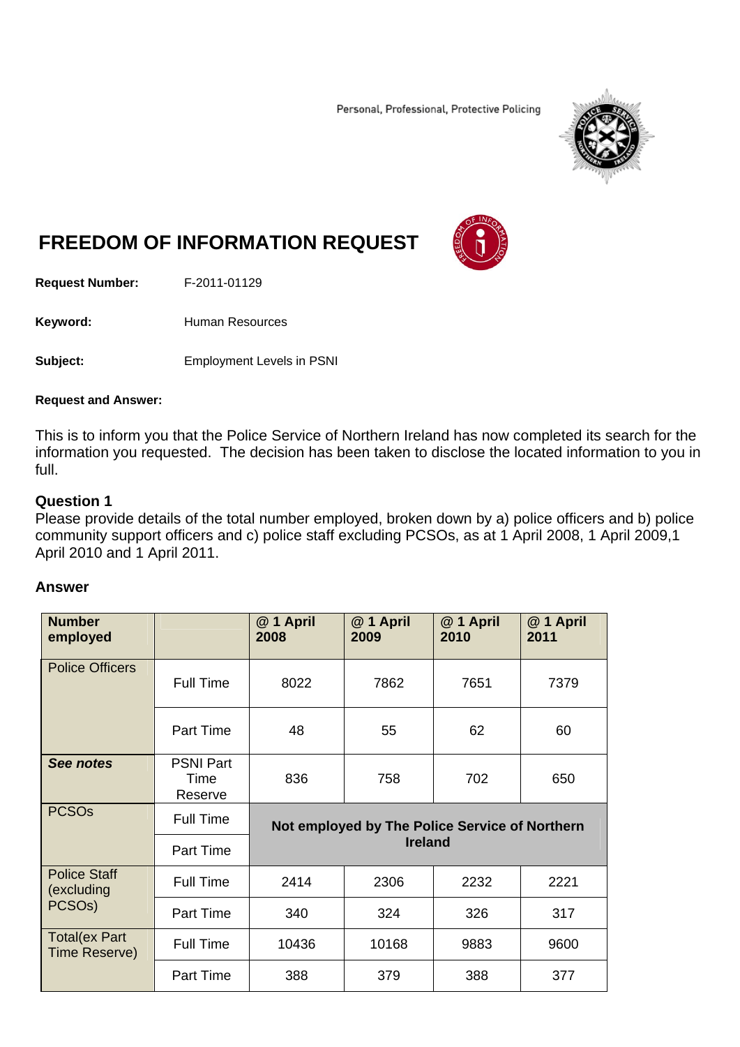Personal, Professional, Protective Policing

# FREEDOM OF INFORMATION REQUEST

**Request Number:** F-2011-01129

**Keyword:** Human Resources

**Subject:** Employment Levels in PSNI

**Request and Answer:**

This is to inform you that the Police Service of Northern Ireland has now completed its search for the information you requested. The decision has been taken to disclose the located information to you in full.

### Question 1

Please provide details of the total number employed, broken down by a) police officers and b) police community support officers and c) police staff excluding PCSOs, as at 1 April 2008, 1 April 2009,1 April 2010 and 1 April 2011.

### Answer

| Number employed | | @ 1 April 2008 | @ 1 April 2009 | @ 1 April 2010 | @ 1 April 2011 |
|---|---|---|---|---|---|
| Police Officers | Full Time | 8022 | 7862 | 7651 | 7379 |
| | Part Time | 48 | 55 | 62 | 60 |
| ***See notes*** | PSNI Part Time Reserve | 836 | 758 | 702 | 650 |
| PCSOs | Full Time | **Not employed by The Police Service of Northern Ireland** | | | |
| | Part Time | | | | |
| Police Staff (excluding PCSOs) | Full Time | 2414 | 2306 | 2232 | 2221 |
| | Part Time | 340 | 324 | 326 | 317 |
| Total(ex Part Time Reserve) | Full Time | 10436 | 10168 | 9883 | 9600 |
| | Part Time | 388 | 379 | 388 | 377 |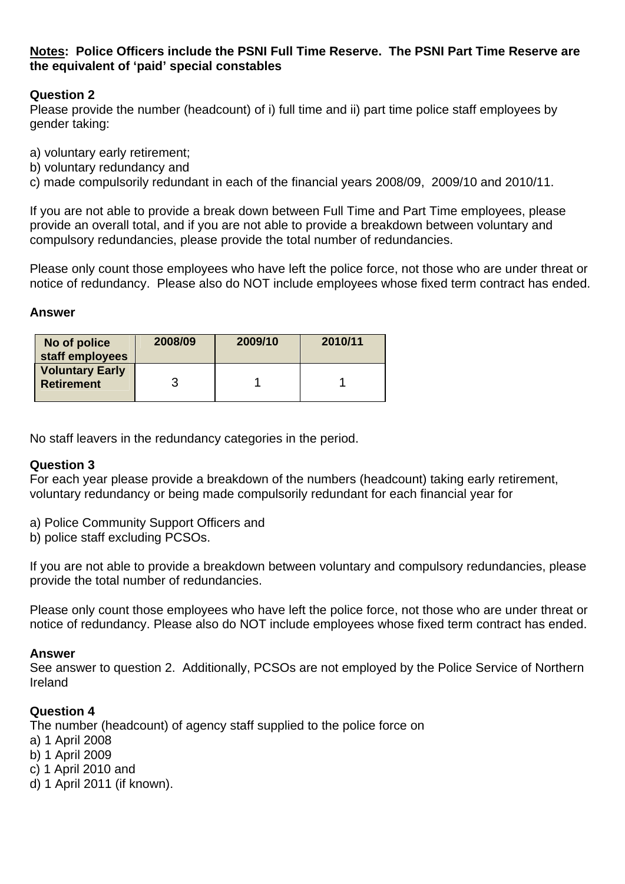**<u>Notes</u>: Police Officers include the PSNI Full Time Reserve. The PSNI Part Time Reserve are the equivalent of 'paid' special constables**

**Question 2**

Please provide the number (headcount) of i) full time and ii) part time police staff employees by gender taking:

a) voluntary early retirement;
b) voluntary redundancy and
c) made compulsorily redundant in each of the financial years 2008/09, 2009/10 and 2010/11.

If you are not able to provide a break down between Full Time and Part Time employees, please provide an overall total, and if you are not able to provide a breakdown between voluntary and compulsory redundancies, please provide the total number of redundancies.

Please only count those employees who have left the police force, not those who are under threat or notice of redundancy. Please also do NOT include employees whose fixed term contract has ended.

**Answer**

| No of police staff employees | 2008/09 | 2009/10 | 2010/11 |
|---|---|---|---|
| **Voluntary Early Retirement** | 3 | 1 | 1 |

No staff leavers in the redundancy categories in the period.

**Question 3**

For each year please provide a breakdown of the numbers (headcount) taking early retirement, voluntary redundancy or being made compulsorily redundant for each financial year for

a) Police Community Support Officers and
b) police staff excluding PCSOs.

If you are not able to provide a breakdown between voluntary and compulsory redundancies, please provide the total number of redundancies.

Please only count those employees who have left the police force, not those who are under threat or notice of redundancy. Please also do NOT include employees whose fixed term contract has ended.

**Answer**

See answer to question 2. Additionally, PCSOs are not employed by the Police Service of Northern Ireland

**Question 4**

The number (headcount) of agency staff supplied to the police force on
a) 1 April 2008
b) 1 April 2009
c) 1 April 2010 and
d) 1 April 2011 (if known).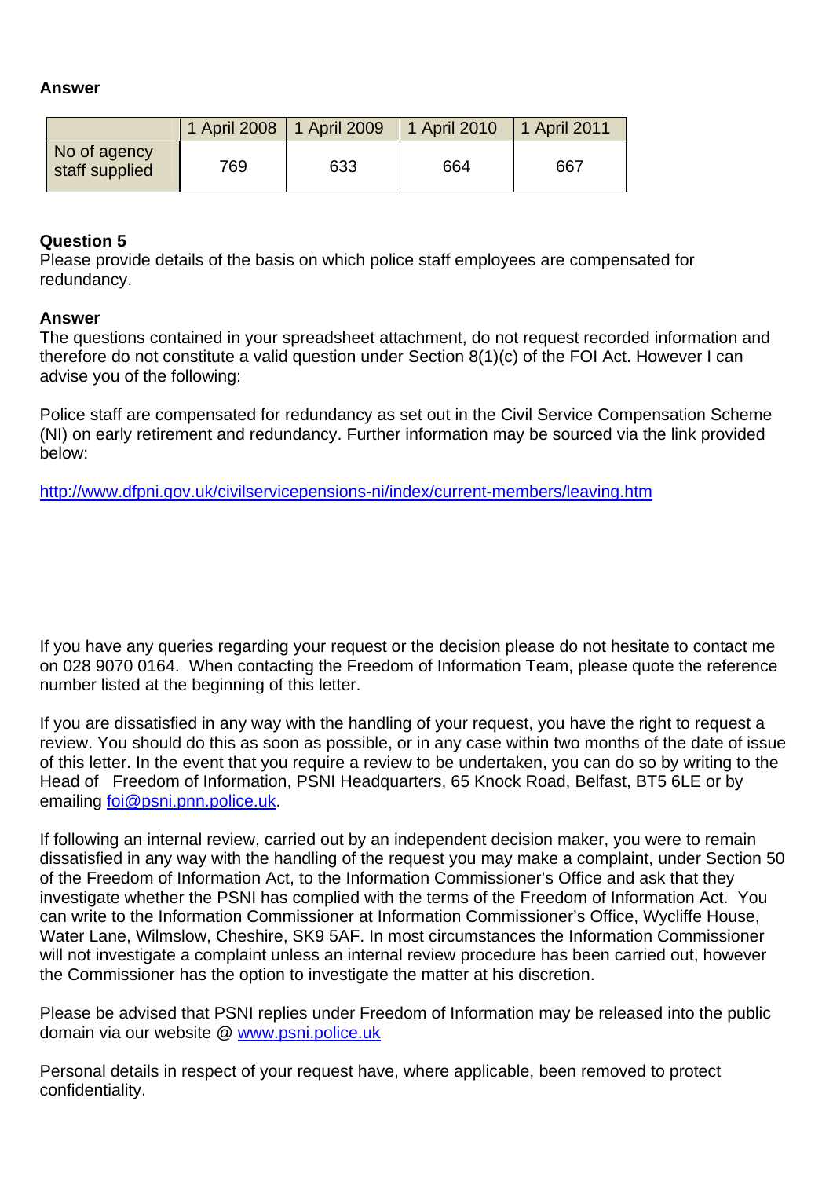**Answer**

| | 1 April 2008 | 1 April 2009 | 1 April 2010 | 1 April 2011 |
|---|---|---|---|---|
| No of agency staff supplied | 769 | 633 | 664 | 667 |

**Question 5**
Please provide details of the basis on which police staff employees are compensated for redundancy.

**Answer**
The questions contained in your spreadsheet attachment, do not request recorded information and therefore do not constitute a valid question under Section 8(1)(c) of the FOI Act. However I can advise you of the following:

Police staff are compensated for redundancy as set out in the Civil Service Compensation Scheme (NI) on early retirement and redundancy. Further information may be sourced via the link provided below:

http://www.dfpni.gov.uk/civilservicepensions-ni/index/current-members/leaving.htm

If you have any queries regarding your request or the decision please do not hesitate to contact me on 028 9070 0164. When contacting the Freedom of Information Team, please quote the reference number listed at the beginning of this letter.

If you are dissatisfied in any way with the handling of your request, you have the right to request a review. You should do this as soon as possible, or in any case within two months of the date of issue of this letter. In the event that you require a review to be undertaken, you can do so by writing to the Head of Freedom of Information, PSNI Headquarters, 65 Knock Road, Belfast, BT5 6LE or by emailing foi@psni.pnn.police.uk.

If following an internal review, carried out by an independent decision maker, you were to remain dissatisfied in any way with the handling of the request you may make a complaint, under Section 50 of the Freedom of Information Act, to the Information Commissioner's Office and ask that they investigate whether the PSNI has complied with the terms of the Freedom of Information Act. You can write to the Information Commissioner at Information Commissioner's Office, Wycliffe House, Water Lane, Wilmslow, Cheshire, SK9 5AF. In most circumstances the Information Commissioner will not investigate a complaint unless an internal review procedure has been carried out, however the Commissioner has the option to investigate the matter at his discretion.

Please be advised that PSNI replies under Freedom of Information may be released into the public domain via our website @ www.psni.police.uk

Personal details in respect of your request have, where applicable, been removed to protect confidentiality.